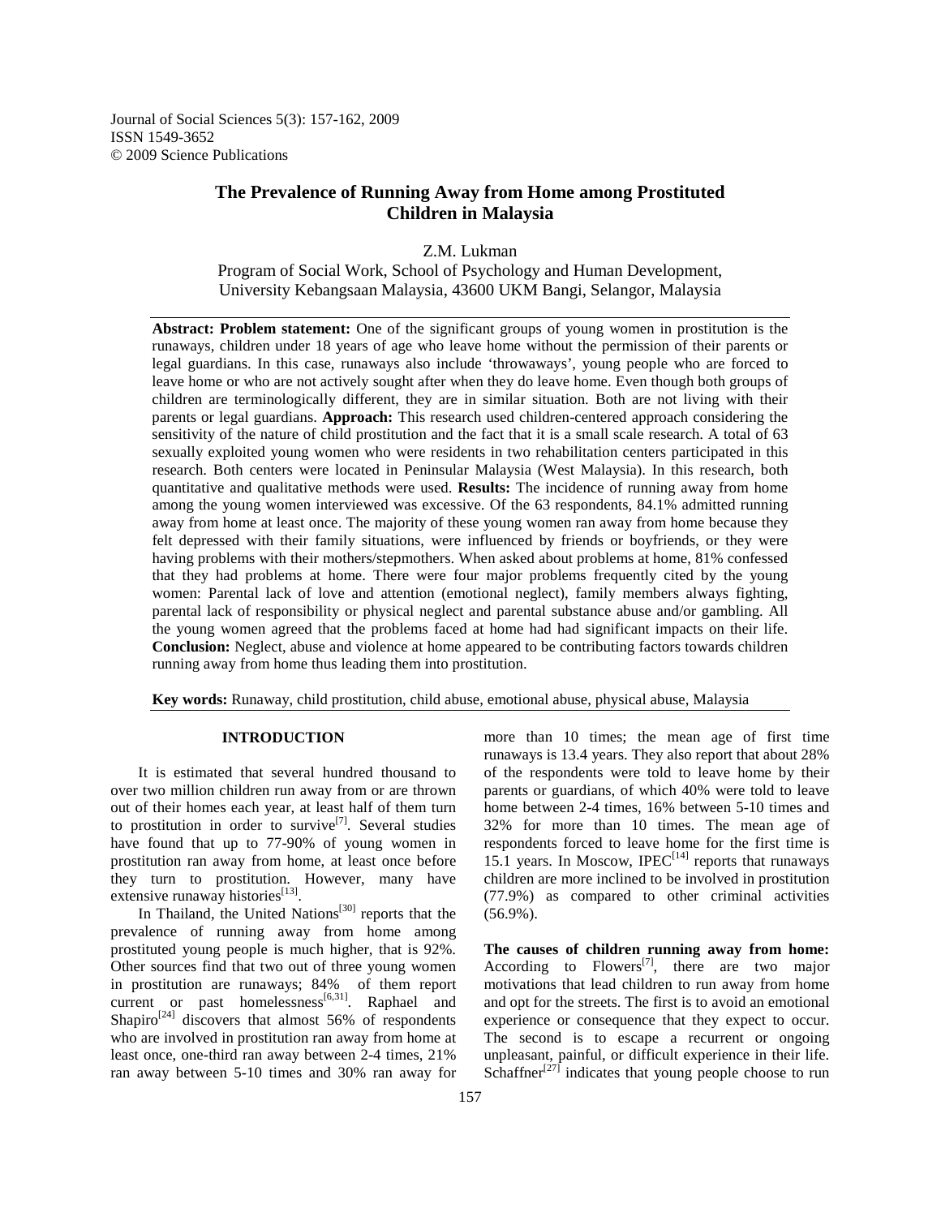Journal of Social Sciences 5(3): 157-162, 2009
ISSN 1549-3652
© 2009 Science Publications

# The Prevalence of Running Away from Home among Prostituted Children in Malaysia

Z.M. Lukman

Program of Social Work, School of Psychology and Human Development, University Kebangsaan Malaysia, 43600 UKM Bangi, Selangor, Malaysia

**Abstract: Problem statement:** One of the significant groups of young women in prostitution is the runaways, children under 18 years of age who leave home without the permission of their parents or legal guardians. In this case, runaways also include 'throwaways', young people who are forced to leave home or who are not actively sought after when they do leave home. Even though both groups of children are terminologically different, they are in similar situation. Both are not living with their parents or legal guardians. **Approach:** This research used children-centered approach considering the sensitivity of the nature of child prostitution and the fact that it is a small scale research. A total of 63 sexually exploited young women who were residents in two rehabilitation centers participated in this research. Both centers were located in Peninsular Malaysia (West Malaysia). In this research, both quantitative and qualitative methods were used. **Results:** The incidence of running away from home among the young women interviewed was excessive. Of the 63 respondents, 84.1% admitted running away from home at least once. The majority of these young women ran away from home because they felt depressed with their family situations, were influenced by friends or boyfriends, or they were having problems with their mothers/stepmothers. When asked about problems at home, 81% confessed that they had problems at home. There were four major problems frequently cited by the young women: Parental lack of love and attention (emotional neglect), family members always fighting, parental lack of responsibility or physical neglect and parental substance abuse and/or gambling. All the young women agreed that the problems faced at home had had significant impacts on their life. **Conclusion:** Neglect, abuse and violence at home appeared to be contributing factors towards children running away from home thus leading them into prostitution.

**Key words:** Runaway, child prostitution, child abuse, emotional abuse, physical abuse, Malaysia

## INTRODUCTION

It is estimated that several hundred thousand to over two million children run away from or are thrown out of their homes each year, at least half of them turn to prostitution in order to survive[7]. Several studies have found that up to 77-90% of young women in prostitution ran away from home, at least once before they turn to prostitution. However, many have extensive runaway histories[13].

In Thailand, the United Nations[30] reports that the prevalence of running away from home among prostituted young people is much higher, that is 92%. Other sources find that two out of three young women in prostitution are runaways; 84% of them report current or past homelessness[6,31]. Raphael and Shapiro[24] discovers that almost 56% of respondents who are involved in prostitution ran away from home at least once, one-third ran away between 2-4 times, 21% ran away between 5-10 times and 30% ran away for more than 10 times; the mean age of first time runaways is 13.4 years. They also report that about 28% of the respondents were told to leave home by their parents or guardians, of which 40% were told to leave home between 2-4 times, 16% between 5-10 times and 32% for more than 10 times. The mean age of respondents forced to leave home for the first time is 15.1 years. In Moscow, IPEC[14] reports that runaways children are more inclined to be involved in prostitution (77.9%) as compared to other criminal activities (56.9%).

**The causes of children running away from home:** According to Flowers[7], there are two major motivations that lead children to run away from home and opt for the streets. The first is to avoid an emotional experience or consequence that they expect to occur. The second is to escape a recurrent or ongoing unpleasant, painful, or difficult experience in their life. Schaffner[27] indicates that young people choose to run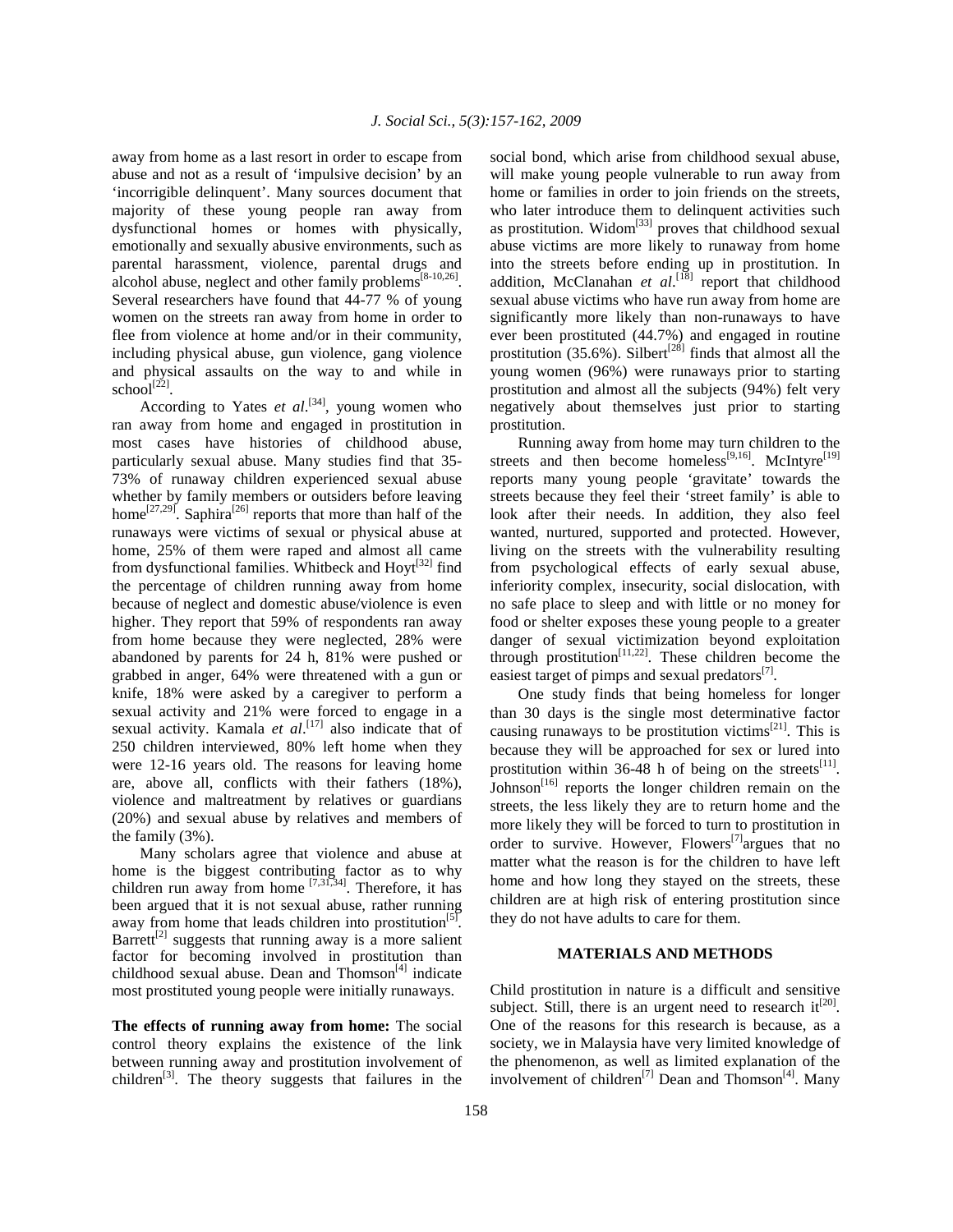away from home as a last resort in order to escape from abuse and not as a result of 'impulsive decision' by an 'incorrigible delinquent'. Many sources document that majority of these young people ran away from dysfunctional homes or homes with physically, emotionally and sexually abusive environments, such as parental harassment, violence, parental drugs and alcohol abuse, neglect and other family problems[8-10,26]. Several researchers have found that 44-77 % of young women on the streets ran away from home in order to flee from violence at home and/or in their community, including physical abuse, gun violence, gang violence and physical assaults on the way to and while in school[22].

According to Yates *et al*.[34], young women who ran away from home and engaged in prostitution in most cases have histories of childhood abuse, particularly sexual abuse. Many studies find that 35-73% of runaway children experienced sexual abuse whether by family members or outsiders before leaving home[27,29]. Saphira[26] reports that more than half of the runaways were victims of sexual or physical abuse at home, 25% of them were raped and almost all came from dysfunctional families. Whitbeck and Hoyt[32] find the percentage of children running away from home because of neglect and domestic abuse/violence is even higher. They report that 59% of respondents ran away from home because they were neglected, 28% were abandoned by parents for 24 h, 81% were pushed or grabbed in anger, 64% were threatened with a gun or knife, 18% were asked by a caregiver to perform a sexual activity and 21% were forced to engage in a sexual activity. Kamala *et al*.[17] also indicate that of 250 children interviewed, 80% left home when they were 12-16 years old. The reasons for leaving home are, above all, conflicts with their fathers (18%), violence and maltreatment by relatives or guardians (20%) and sexual abuse by relatives and members of the family (3%).

Many scholars agree that violence and abuse at home is the biggest contributing factor as to why children run away from home [7,31,34]. Therefore, it has been argued that it is not sexual abuse, rather running away from home that leads children into prostitution[5]. Barrett[2] suggests that running away is a more salient factor for becoming involved in prostitution than childhood sexual abuse. Dean and Thomson[4] indicate most prostituted young people were initially runaways.

**The effects of running away from home:** The social control theory explains the existence of the link between running away and prostitution involvement of children[3]. The theory suggests that failures in the social bond, which arise from childhood sexual abuse, will make young people vulnerable to run away from home or families in order to join friends on the streets, who later introduce them to delinquent activities such as prostitution. Widom[33] proves that childhood sexual abuse victims are more likely to runaway from home into the streets before ending up in prostitution. In addition, McClanahan *et al*.[18] report that childhood sexual abuse victims who have run away from home are significantly more likely than non-runaways to have ever been prostituted (44.7%) and engaged in routine prostitution (35.6%). Silbert[28] finds that almost all the young women (96%) were runaways prior to starting prostitution and almost all the subjects (94%) felt very negatively about themselves just prior to starting prostitution.

Running away from home may turn children to the streets and then become homeless[9,16]. McIntyre[19] reports many young people 'gravitate' towards the streets because they feel their 'street family' is able to look after their needs. In addition, they also feel wanted, nurtured, supported and protected. However, living on the streets with the vulnerability resulting from psychological effects of early sexual abuse, inferiority complex, insecurity, social dislocation, with no safe place to sleep and with little or no money for food or shelter exposes these young people to a greater danger of sexual victimization beyond exploitation through prostitution[11,22]. These children become the easiest target of pimps and sexual predators[7].

One study finds that being homeless for longer than 30 days is the single most determinative factor causing runaways to be prostitution victims[21]. This is because they will be approached for sex or lured into prostitution within 36-48 h of being on the streets[11]. Johnson[16] reports the longer children remain on the streets, the less likely they are to return home and the more likely they will be forced to turn to prostitution in order to survive. However, Flowers[7] argues that no matter what the reason is for the children to have left home and how long they stayed on the streets, these children are at high risk of entering prostitution since they do not have adults to care for them.

## MATERIALS AND METHODS

Child prostitution in nature is a difficult and sensitive subject. Still, there is an urgent need to research it[20]. One of the reasons for this research is because, as a society, we in Malaysia have very limited knowledge of the phenomenon, as well as limited explanation of the involvement of children[7] Dean and Thomson[4]. Many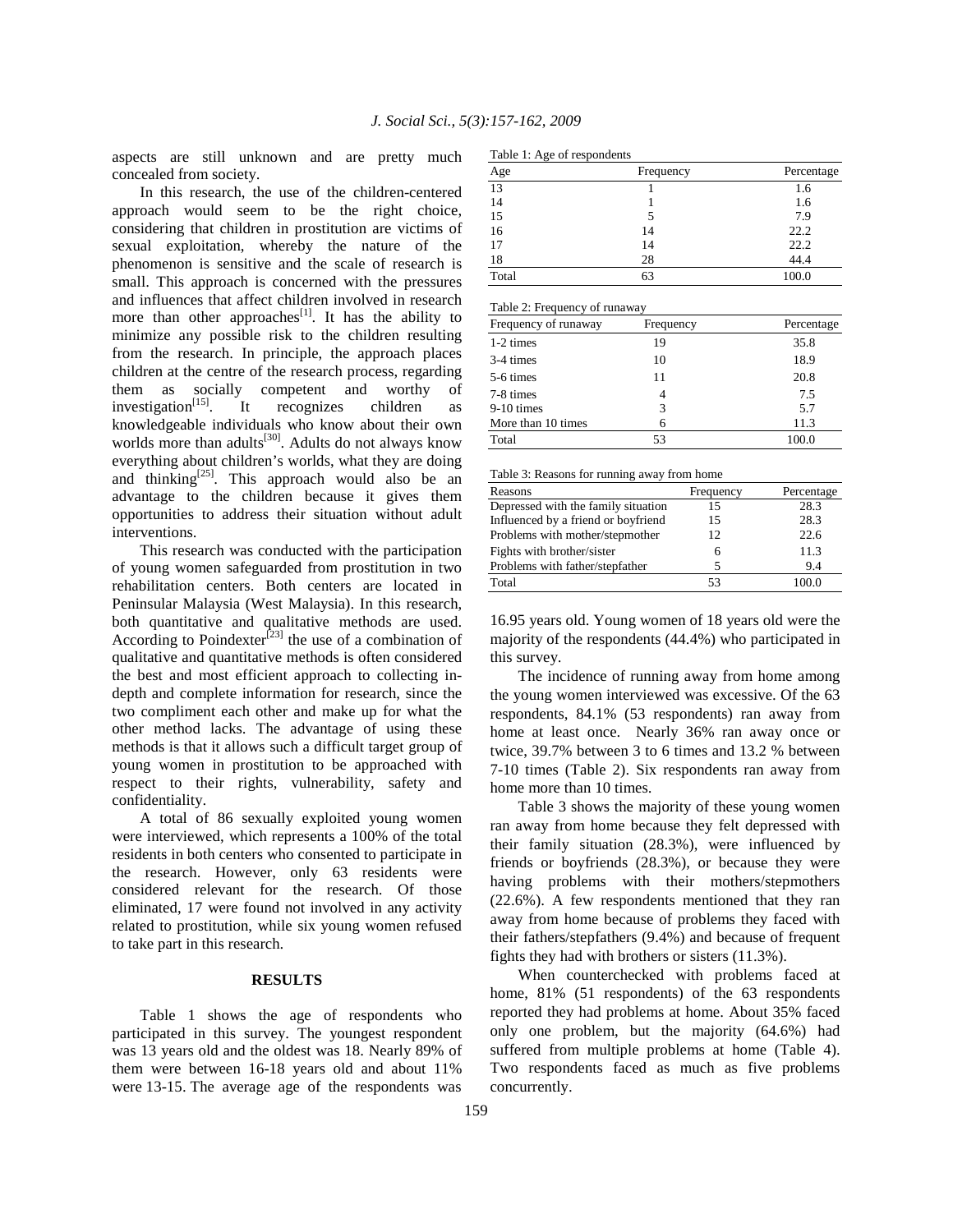aspects are still unknown and are pretty much concealed from society.

In this research, the use of the children-centered approach would seem to be the right choice, considering that children in prostitution are victims of sexual exploitation, whereby the nature of the phenomenon is sensitive and the scale of research is small. This approach is concerned with the pressures and influences that affect children involved in research more than other approaches[1]. It has the ability to minimize any possible risk to the children resulting from the research. In principle, the approach places children at the centre of the research process, regarding them as socially competent and worthy of investigation[15]. It recognizes children as knowledgeable individuals who know about their own worlds more than adults[30]. Adults do not always know everything about children's worlds, what they are doing and thinking[25]. This approach would also be an advantage to the children because it gives them opportunities to address their situation without adult interventions.

This research was conducted with the participation of young women safeguarded from prostitution in two rehabilitation centers. Both centers are located in Peninsular Malaysia (West Malaysia). In this research, both quantitative and qualitative methods are used. According to Poindexter[23] the use of a combination of qualitative and quantitative methods is often considered the best and most efficient approach to collecting in-depth and complete information for research, since the two compliment each other and make up for what the other method lacks. The advantage of using these methods is that it allows such a difficult target group of young women in prostitution to be approached with respect to their rights, vulnerability, safety and confidentiality.

A total of 86 sexually exploited young women were interviewed, which represents a 100% of the total residents in both centers who consented to participate in the research. However, only 63 residents were considered relevant for the research. Of those eliminated, 17 were found not involved in any activity related to prostitution, while six young women refused to take part in this research.

## RESULTS

Table 1 shows the age of respondents who participated in this survey. The youngest respondent was 13 years old and the oldest was 18. Nearly 89% of them were between 16-18 years old and about 11% were 13-15. The average age of the respondents was 16.95 years old. Young women of 18 years old were the majority of the respondents (44.4%) who participated in this survey.

Table 1: Age of respondents

| Age | Frequency | Percentage |
|---|---|---|
| 13 | 1 | 1.6 |
| 14 | 1 | 1.6 |
| 15 | 5 | 7.9 |
| 16 | 14 | 22.2 |
| 17 | 14 | 22.2 |
| 18 | 28 | 44.4 |
| Total | 63 | 100.0 |

The incidence of running away from home among the young women interviewed was excessive. Of the 63 respondents, 84.1% (53 respondents) ran away from home at least once. Nearly 36% ran away once or twice, 39.7% between 3 to 6 times and 13.2 % between 7-10 times (Table 2). Six respondents ran away from home more than 10 times.

Table 2: Frequency of runaway

| Frequency of runaway | Frequency | Percentage |
|---|---|---|
| 1-2 times | 19 | 35.8 |
| 3-4 times | 10 | 18.9 |
| 5-6 times | 11 | 20.8 |
| 7-8 times | 4 | 7.5 |
| 9-10 times | 3 | 5.7 |
| More than 10 times | 6 | 11.3 |
| Total | 53 | 100.0 |

Table 3 shows the majority of these young women ran away from home because they felt depressed with their family situation (28.3%), were influenced by friends or boyfriends (28.3%), or because they were having problems with their mothers/stepmothers (22.6%). A few respondents mentioned that they ran away from home because of problems they faced with their fathers/stepfathers (9.4%) and because of frequent fights they had with brothers or sisters (11.3%).

Table 3: Reasons for running away from home

| Reasons | Frequency | Percentage |
|---|---|---|
| Depressed with the family situation | 15 | 28.3 |
| Influenced by a friend or boyfriend | 15 | 28.3 |
| Problems with mother/stepmother | 12 | 22.6 |
| Fights with brother/sister | 6 | 11.3 |
| Problems with father/stepfather | 5 | 9.4 |
| Total | 53 | 100.0 |

When counterchecked with problems faced at home, 81% (51 respondents) of the 63 respondents reported they had problems at home. About 35% faced only one problem, but the majority (64.6%) had suffered from multiple problems at home (Table 4). Two respondents faced as much as five problems concurrently.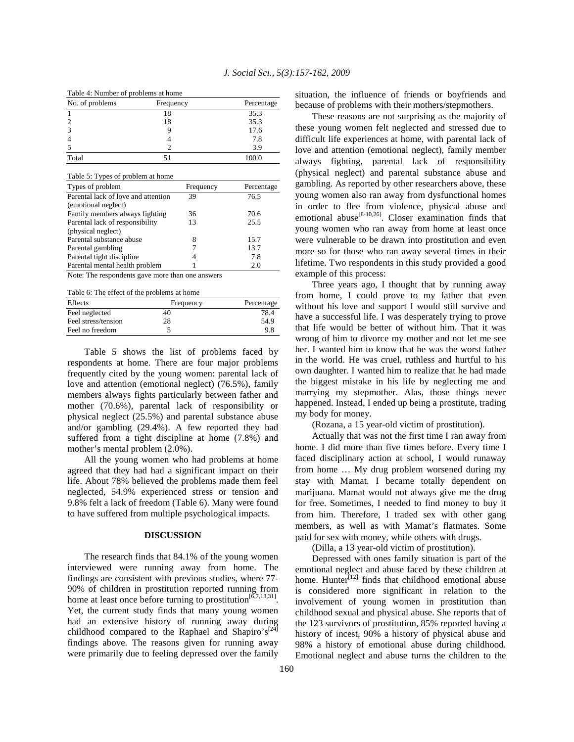Table 4: Number of problems at home

| No. of problems | Frequency | Percentage |
|---|---|---|
| 1 | 18 | 35.3 |
| 2 | 18 | 35.3 |
| 3 | 9 | 17.6 |
| 4 | 4 | 7.8 |
| 5 | 2 | 3.9 |
| Total | 51 | 100.0 |

Table 5: Types of problem at home

| Types of problem | Frequency | Percentage |
|---|---|---|
| Parental lack of love and attention (emotional neglect) | 39 | 76.5 |
| Family members always fighting | 36 | 70.6 |
| Parental lack of responsibility (physical neglect) | 13 | 25.5 |
| Parental substance abuse | 8 | 15.7 |
| Parental gambling | 7 | 13.7 |
| Parental tight discipline | 4 | 7.8 |
| Parental mental health problem | 1 | 2.0 |

Note: The respondents gave more than one answers

Table 6: The effect of the problems at home

| Effects | Frequency | Percentage |
|---|---|---|
| Feel neglected | 40 | 78.4 |
| Feel stress/tension | 28 | 54.9 |
| Feel no freedom | 5 | 9.8 |

Table 5 shows the list of problems faced by respondents at home. There are four major problems frequently cited by the young women: parental lack of love and attention (emotional neglect) (76.5%), family members always fights particularly between father and mother (70.6%), parental lack of responsibility or physical neglect (25.5%) and parental substance abuse and/or gambling (29.4%). A few reported they had suffered from a tight discipline at home (7.8%) and mother's mental problem (2.0%).

All the young women who had problems at home agreed that they had had a significant impact on their life. About 78% believed the problems made them feel neglected, 54.9% experienced stress or tension and 9.8% felt a lack of freedom (Table 6). Many were found to have suffered from multiple psychological impacts.

## DISCUSSION

The research finds that 84.1% of the young women interviewed were running away from home. The findings are consistent with previous studies, where 77-90% of children in prostitution reported running from home at least once before turning to prostitution[6,7,13,31]. Yet, the current study finds that many young women had an extensive history of running away during childhood compared to the Raphael and Shapiro's[24] findings above. The reasons given for running away were primarily due to feeling depressed over the family situation, the influence of friends or boyfriends and because of problems with their mothers/stepmothers.

These reasons are not surprising as the majority of these young women felt neglected and stressed due to difficult life experiences at home, with parental lack of love and attention (emotional neglect), family member always fighting, parental lack of responsibility (physical neglect) and parental substance abuse and gambling. As reported by other researchers above, these young women also ran away from dysfunctional homes in order to flee from violence, physical abuse and emotional abuse[8-10,26]. Closer examination finds that young women who ran away from home at least once were vulnerable to be drawn into prostitution and even more so for those who ran away several times in their lifetime. Two respondents in this study provided a good example of this process:

Three years ago, I thought that by running away from home, I could prove to my father that even without his love and support I would still survive and have a successful life. I was desperately trying to prove that life would be better of without him. That it was wrong of him to divorce my mother and not let me see her. I wanted him to know that he was the worst father in the world. He was cruel, ruthless and hurtful to his own daughter. I wanted him to realize that he had made the biggest mistake in his life by neglecting me and marrying my stepmother. Alas, those things never happened. Instead, I ended up being a prostitute, trading my body for money.

(Rozana, a 15 year-old victim of prostitution).

Actually that was not the first time I ran away from home. I did more than five times before. Every time I faced disciplinary action at school, I would runaway from home … My drug problem worsened during my stay with Mamat. I became totally dependent on marijuana. Mamat would not always give me the drug for free. Sometimes, I needed to find money to buy it from him. Therefore, I traded sex with other gang members, as well as with Mamat's flatmates. Some paid for sex with money, while others with drugs.

(Dilla, a 13 year-old victim of prostitution).

Depressed with ones family situation is part of the emotional neglect and abuse faced by these children at home. Hunter[12] finds that childhood emotional abuse is considered more significant in relation to the involvement of young women in prostitution than childhood sexual and physical abuse. She reports that of the 123 survivors of prostitution, 85% reported having a history of incest, 90% a history of physical abuse and 98% a history of emotional abuse during childhood. Emotional neglect and abuse turns the children to the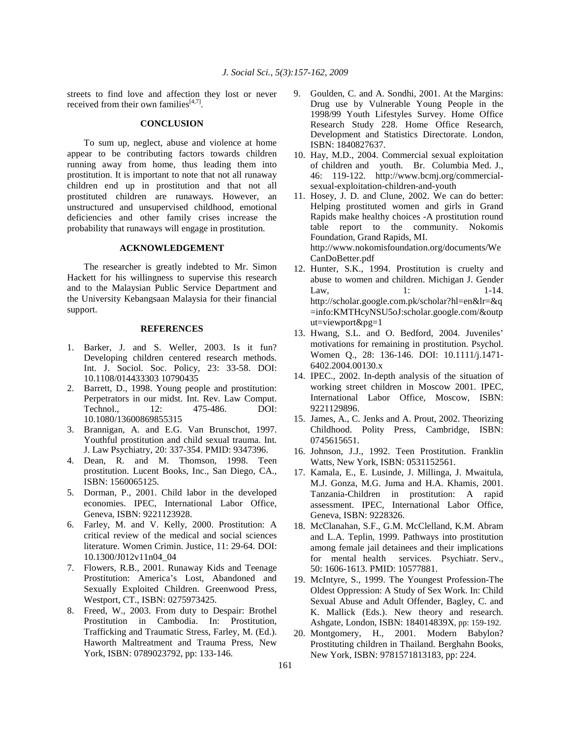streets to find love and affection they lost or never received from their own families[4,7].

## CONCLUSION

To sum up, neglect, abuse and violence at home appear to be contributing factors towards children running away from home, thus leading them into prostitution. It is important to note that not all runaway children end up in prostitution and that not all prostituted children are runaways. However, an unstructured and unsupervised childhood, emotional deficiencies and other family crises increase the probability that runaways will engage in prostitution.

## ACKNOWLEDGEMENT

The researcher is greatly indebted to Mr. Simon Hackett for his willingness to supervise this research and to the Malaysian Public Service Department and the University Kebangsaan Malaysia for their financial support.

## REFERENCES

1. Barker, J. and S. Weller, 2003. Is it fun? Developing children centered research methods. Int. J. Sociol. Soc. Policy, 23: 33-58. DOI: 10.1108/014433303 10790435
2. Barrett, D., 1998. Young people and prostitution: Perpetrators in our midst. Int. Rev. Law Comput. Technol., 12: 475-486. DOI: 10.1080/13600869855315
3. Brannigan, A. and E.G. Van Brunschot, 1997. Youthful prostitution and child sexual trauma. Int. J. Law Psychiatry, 20: 337-354. PMID: 9347396.
4. Dean, R. and M. Thomson, 1998. Teen prostitution. Lucent Books, Inc., San Diego, CA., ISBN: 1560065125.
5. Dorman, P., 2001. Child labor in the developed economies. IPEC, International Labor Office, Geneva, ISBN: 9221123928.
6. Farley, M. and V. Kelly, 2000. Prostitution: A critical review of the medical and social sciences literature. Women Crimin. Justice, 11: 29-64. DOI: 10.1300/J012v11n04_04
7. Flowers, R.B., 2001. Runaway Kids and Teenage Prostitution: America's Lost, Abandoned and Sexually Exploited Children. Greenwood Press, Westport, CT., ISBN: 0275973425.
8. Freed, W., 2003. From duty to Despair: Brothel Prostitution in Cambodia. In: Prostitution, Trafficking and Traumatic Stress, Farley, M. (Ed.). Haworth Maltreatment and Trauma Press, New York, ISBN: 0789023792, pp: 133-146.
9. Goulden, C. and A. Sondhi, 2001. At the Margins: Drug use by Vulnerable Young People in the 1998/99 Youth Lifestyles Survey. Home Office Research Study 228. Home Office Research, Development and Statistics Directorate. London, ISBN: 1840827637.
10. Hay, M.D., 2004. Commercial sexual exploitation of children and youth. Br. Columbia Med. J., 46: 119-122. http://www.bcmj.org/commercial-sexual-exploitation-children-and-youth
11. Hosey, J. D. and Clune, 2002. We can do better: Helping prostituted women and girls in Grand Rapids make healthy choices -A prostitution round table report to the community. Nokomis Foundation, Grand Rapids, MI. http://www.nokomisfoundation.org/documents/WeCanDoBetter.pdf
12. Hunter, S.K., 1994. Prostitution is cruelty and abuse to women and children. Michigan J. Gender Law, 1: 1-14. http://scholar.google.com.pk/scholar?hl=en&lr=&q=info:KMTHcyNSU5oJ:scholar.google.com/&output=viewport&pg=1
13. Hwang, S.L. and O. Bedford, 2004. Juveniles' motivations for remaining in prostitution. Psychol. Women Q., 28: 136-146. DOI: 10.1111/j.1471-6402.2004.00130.x
14. IPEC., 2002. In-depth analysis of the situation of working street children in Moscow 2001. IPEC, International Labor Office, Moscow, ISBN: 9221129896.
15. James, A., C. Jenks and A. Prout, 2002. Theorizing Childhood. Polity Press, Cambridge, ISBN: 0745615651.
16. Johnson, J.J., 1992. Teen Prostitution. Franklin Watts, New York, ISBN: 0531152561.
17. Kamala, E., E. Lusinde, J. Millinga, J. Mwaitula, M.J. Gonza, M.G. Juma and H.A. Khamis, 2001. Tanzania-Children in prostitution: A rapid assessment. IPEC, International Labor Office, Geneva, ISBN: 9228326.
18. McClanahan, S.F., G.M. McClelland, K.M. Abram and L.A. Teplin, 1999. Pathways into prostitution among female jail detainees and their implications for mental health services. Psychiatr. Serv., 50: 1606-1613. PMID: 10577881.
19. McIntyre, S., 1999. The Youngest Profession-The Oldest Oppression: A Study of Sex Work. In: Child Sexual Abuse and Adult Offender, Bagley, C. and K. Mallick (Eds.). New theory and research. Ashgate, London, ISBN: 184014839X, pp: 159-192.
20. Montgomery, H., 2001. Modern Babylon? Prostituting children in Thailand. Berghahn Books, New York, ISBN: 9781571813183, pp: 224.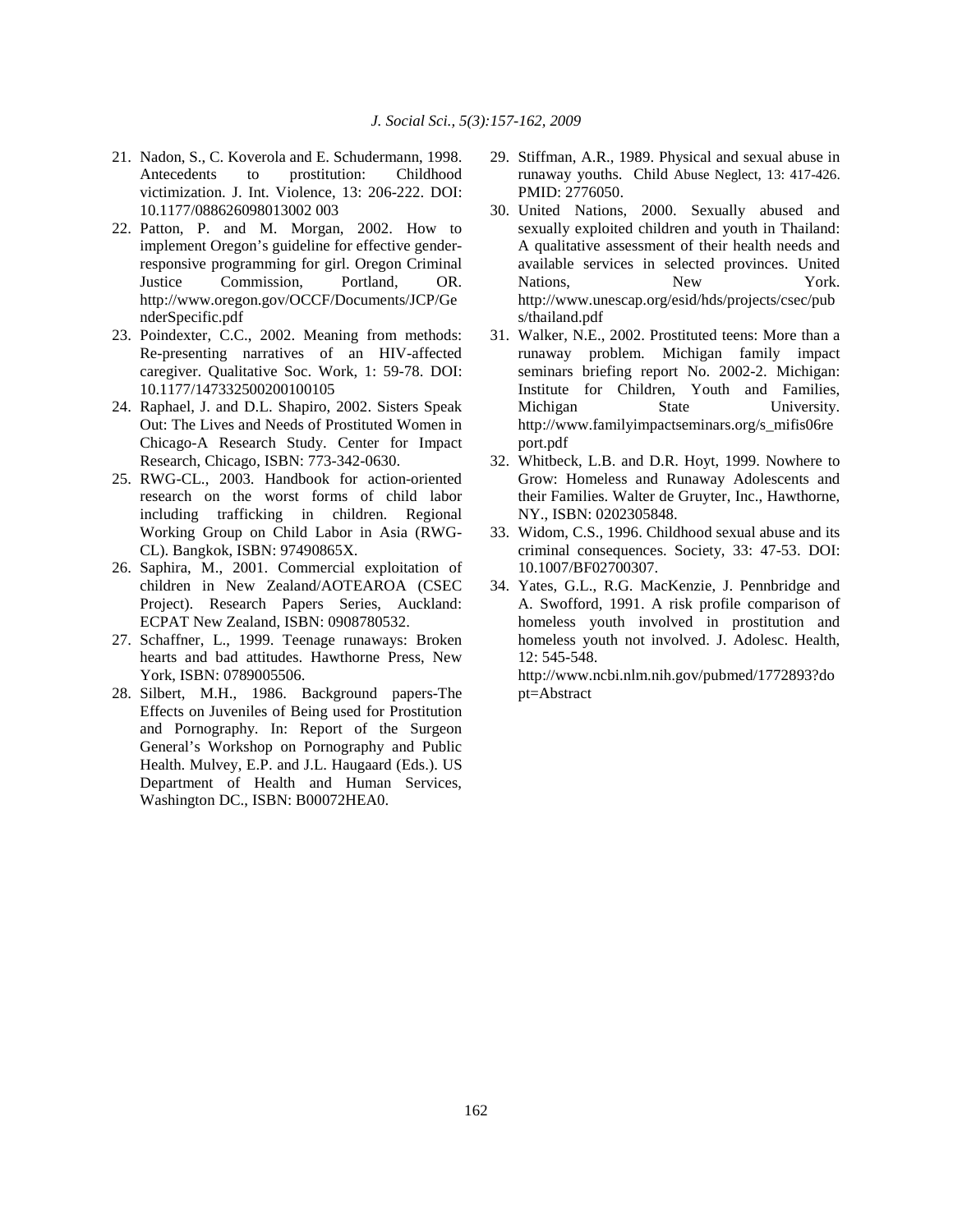21. Nadon, S., C. Koverola and E. Schudermann, 1998. Antecedents to prostitution: Childhood victimization. J. Int. Violence, 13: 206-222. DOI: 10.1177/088626098013002 003
22. Patton, P. and M. Morgan, 2002. How to implement Oregon's guideline for effective gender-responsive programming for girl. Oregon Criminal Justice Commission, Portland, OR. http://www.oregon.gov/OCCF/Documents/JCP/GenderSpecific.pdf
23. Poindexter, C.C., 2002. Meaning from methods: Re-presenting narratives of an HIV-affected caregiver. Qualitative Soc. Work, 1: 59-78. DOI: 10.1177/147332500200100105
24. Raphael, J. and D.L. Shapiro, 2002. Sisters Speak Out: The Lives and Needs of Prostituted Women in Chicago-A Research Study. Center for Impact Research, Chicago, ISBN: 773-342-0630.
25. RWG-CL., 2003. Handbook for action-oriented research on the worst forms of child labor including trafficking in children. Regional Working Group on Child Labor in Asia (RWG-CL). Bangkok, ISBN: 97490865X.
26. Saphira, M., 2001. Commercial exploitation of children in New Zealand/AOTEAROA (CSEC Project). Research Papers Series, Auckland: ECPAT New Zealand, ISBN: 0908780532.
27. Schaffner, L., 1999. Teenage runaways: Broken hearts and bad attitudes. Hawthorne Press, New York, ISBN: 0789005506.
28. Silbert, M.H., 1986. Background papers-The Effects on Juveniles of Being used for Prostitution and Pornography. In: Report of the Surgeon General's Workshop on Pornography and Public Health. Mulvey, E.P. and J.L. Haugaard (Eds.). US Department of Health and Human Services, Washington DC., ISBN: B00072HEA0.
29. Stiffman, A.R., 1989. Physical and sexual abuse in runaway youths. Child Abuse Neglect, 13: 417-426. PMID: 2776050.
30. United Nations, 2000. Sexually abused and sexually exploited children and youth in Thailand: A qualitative assessment of their health needs and available services in selected provinces. United Nations, New York. http://www.unescap.org/esid/hds/projects/csec/pubs/thailand.pdf
31. Walker, N.E., 2002. Prostituted teens: More than a runaway problem. Michigan family impact seminars briefing report No. 2002-2. Michigan: Institute for Children, Youth and Families, Michigan State University. http://www.familyimpactseminars.org/s_mifis06report.pdf
32. Whitbeck, L.B. and D.R. Hoyt, 1999. Nowhere to Grow: Homeless and Runaway Adolescents and their Families. Walter de Gruyter, Inc., Hawthorne, NY., ISBN: 0202305848.
33. Widom, C.S., 1996. Childhood sexual abuse and its criminal consequences. Society, 33: 47-53. DOI: 10.1007/BF02700307.
34. Yates, G.L., R.G. MacKenzie, J. Pennbridge and A. Swofford, 1991. A risk profile comparison of homeless youth involved in prostitution and homeless youth not involved. J. Adolesc. Health, 12: 545-548. http://www.ncbi.nlm.nih.gov/pubmed/1772893?dopt=Abstract